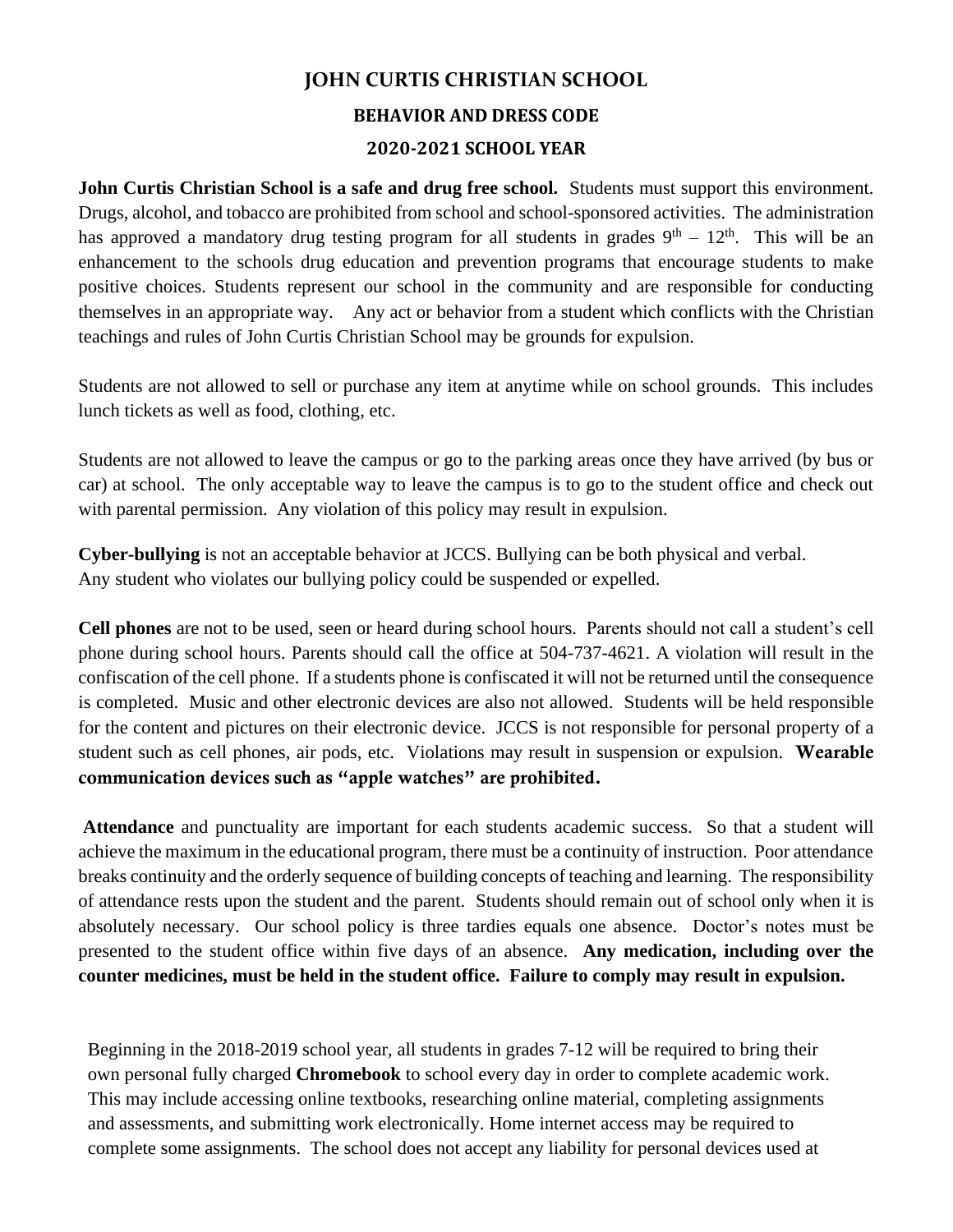# JOHN CURTIS CHRISTIAN SCHOOL

## BEHAVIOR AND DRESS CODE

## 2020-2021 SCHOOL YEAR

**John Curtis Christian School is a safe and drug free school.** Students must support this environment. Drugs, alcohol, and tobacco are prohibited from school and school-sponsored activities. The administration has approved a mandatory drug testing program for all students in grades 9th – 12th. This will be an enhancement to the schools drug education and prevention programs that encourage students to make positive choices. Students represent our school in the community and are responsible for conducting themselves in an appropriate way. Any act or behavior from a student which conflicts with the Christian teachings and rules of John Curtis Christian School may be grounds for expulsion.

Students are not allowed to sell or purchase any item at anytime while on school grounds. This includes lunch tickets as well as food, clothing, etc.

Students are not allowed to leave the campus or go to the parking areas once they have arrived (by bus or car) at school. The only acceptable way to leave the campus is to go to the student office and check out with parental permission. Any violation of this policy may result in expulsion.

**Cyber-bullying** is not an acceptable behavior at JCCS. Bullying can be both physical and verbal. Any student who violates our bullying policy could be suspended or expelled.

**Cell phones** are not to be used, seen or heard during school hours. Parents should not call a student's cell phone during school hours. Parents should call the office at 504-737-4621. A violation will result in the confiscation of the cell phone. If a students phone is confiscated it will not be returned until the consequence is completed. Music and other electronic devices are also not allowed. Students will be held responsible for the content and pictures on their electronic device. JCCS is not responsible for personal property of a student such as cell phones, air pods, etc. Violations may result in suspension or expulsion. **Wearable communication devices such as "apple watches" are prohibited.**

**Attendance** and punctuality are important for each students academic success. So that a student will achieve the maximum in the educational program, there must be a continuity of instruction. Poor attendance breaks continuity and the orderly sequence of building concepts of teaching and learning. The responsibility of attendance rests upon the student and the parent. Students should remain out of school only when it is absolutely necessary. Our school policy is three tardies equals one absence. Doctor's notes must be presented to the student office within five days of an absence. **Any medication, including over the counter medicines, must be held in the student office. Failure to comply may result in expulsion.**

Beginning in the 2018-2019 school year, all students in grades 7-12 will be required to bring their own personal fully charged **Chromebook** to school every day in order to complete academic work. This may include accessing online textbooks, researching online material, completing assignments and assessments, and submitting work electronically. Home internet access may be required to complete some assignments. The school does not accept any liability for personal devices used at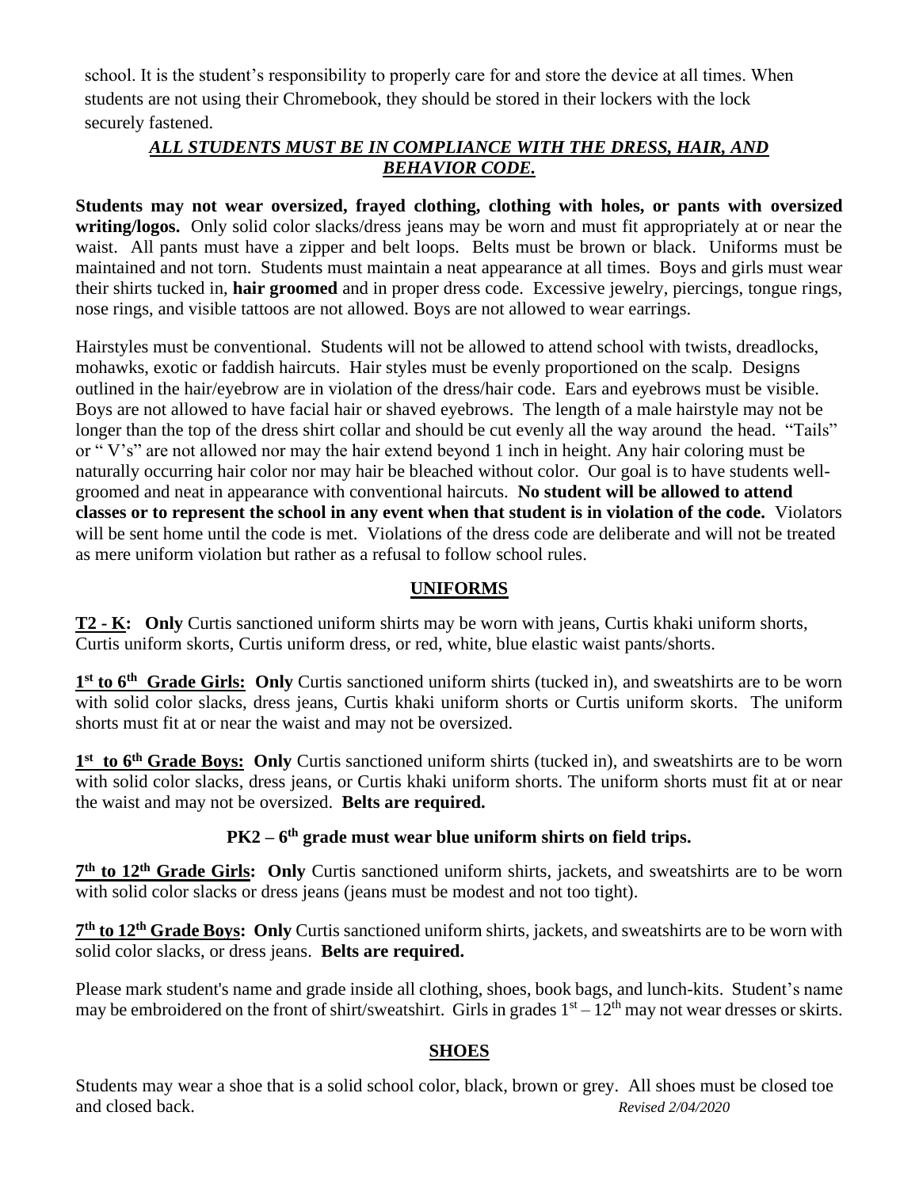school. It is the student's responsibility to properly care for and store the device at all times. When students are not using their Chromebook, they should be stored in their lockers with the lock securely fastened.

***ALL STUDENTS MUST BE IN COMPLIANCE WITH THE DRESS, HAIR, AND BEHAVIOR CODE.***

**Students may not wear oversized, frayed clothing, clothing with holes, or pants with oversized writing/logos.** Only solid color slacks/dress jeans may be worn and must fit appropriately at or near the waist. All pants must have a zipper and belt loops. Belts must be brown or black. Uniforms must be maintained and not torn. Students must maintain a neat appearance at all times. Boys and girls must wear their shirts tucked in, **hair groomed** and in proper dress code. Excessive jewelry, piercings, tongue rings, nose rings, and visible tattoos are not allowed. Boys are not allowed to wear earrings.

Hairstyles must be conventional. Students will not be allowed to attend school with twists, dreadlocks, mohawks, exotic or faddish haircuts. Hair styles must be evenly proportioned on the scalp. Designs outlined in the hair/eyebrow are in violation of the dress/hair code. Ears and eyebrows must be visible. Boys are not allowed to have facial hair or shaved eyebrows. The length of a male hairstyle may not be longer than the top of the dress shirt collar and should be cut evenly all the way around the head. "Tails" or " V's" are not allowed nor may the hair extend beyond 1 inch in height. Any hair coloring must be naturally occurring hair color nor may hair be bleached without color. Our goal is to have students well-groomed and neat in appearance with conventional haircuts. **No student will be allowed to attend classes or to represent the school in any event when that student is in violation of the code.** Violators will be sent home until the code is met. Violations of the dress code are deliberate and will not be treated as mere uniform violation but rather as a refusal to follow school rules.

## UNIFORMS

**T2 - K:** **Only** Curtis sanctioned uniform shirts may be worn with jeans, Curtis khaki uniform shorts, Curtis uniform skorts, Curtis uniform dress, or red, white, blue elastic waist pants/shorts.

**1st to 6th Grade Girls:** **Only** Curtis sanctioned uniform shirts (tucked in), and sweatshirts are to be worn with solid color slacks, dress jeans, Curtis khaki uniform shorts or Curtis uniform skorts. The uniform shorts must fit at or near the waist and may not be oversized.

**1st to 6th Grade Boys:** **Only** Curtis sanctioned uniform shirts (tucked in), and sweatshirts are to be worn with solid color slacks, dress jeans, or Curtis khaki uniform shorts. The uniform shorts must fit at or near the waist and may not be oversized. **Belts are required.**

**PK2 – 6th grade must wear blue uniform shirts on field trips.**

**7th to 12th Grade Girls:** **Only** Curtis sanctioned uniform shirts, jackets, and sweatshirts are to be worn with solid color slacks or dress jeans (jeans must be modest and not too tight).

**7th to 12th Grade Boys:** **Only** Curtis sanctioned uniform shirts, jackets, and sweatshirts are to be worn with solid color slacks, or dress jeans. **Belts are required.**

Please mark student's name and grade inside all clothing, shoes, book bags, and lunch-kits. Student's name may be embroidered on the front of shirt/sweatshirt. Girls in grades 1st – 12th may not wear dresses or skirts.

## SHOES

Students may wear a shoe that is a solid school color, black, brown or grey. All shoes must be closed toe and closed back.

*Revised 2/04/2020*